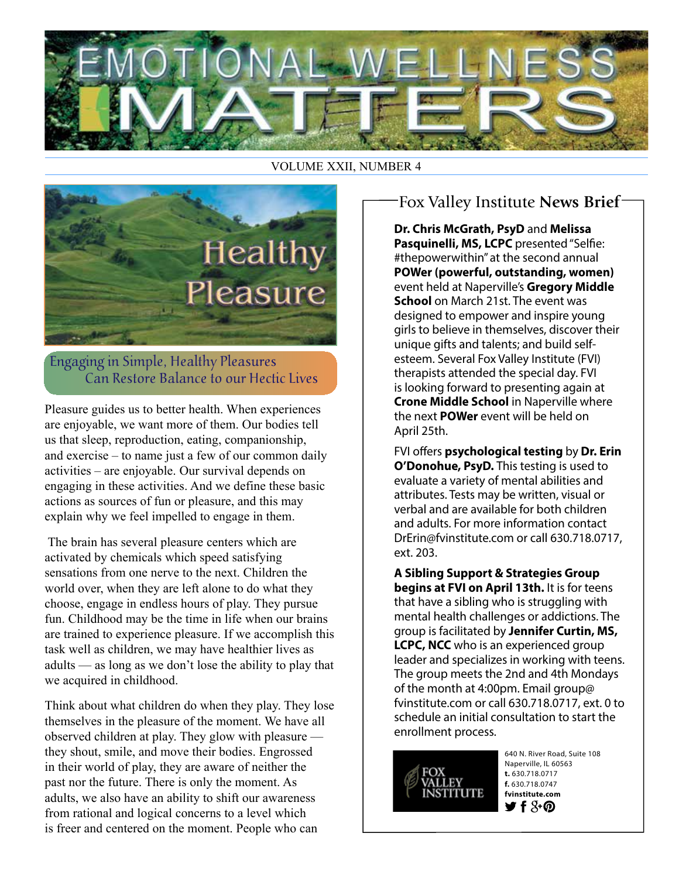# EMOTIONAL WELLNESS MATTERS

VOLUME XXII, NUMBER 4

## Healthy Pleasure

### Engaging in Simple, Healthy Pleasures Can Restore Balance to our Hectic Lives

Pleasure guides us to better health. When experiences are enjoyable, we want more of them. Our bodies tell us that sleep, reproduction, eating, companionship, and exercise – to name just a few of our common daily activities – are enjoyable. Our survival depends on engaging in these activities. And we define these basic actions as sources of fun or pleasure, and this may explain why we feel impelled to engage in them.

The brain has several pleasure centers which are activated by chemicals which speed satisfying sensations from one nerve to the next. Children the world over, when they are left alone to do what they choose, engage in endless hours of play. They pursue fun. Childhood may be the time in life when our brains are trained to experience pleasure. If we accomplish this task well as children, we may have healthier lives as adults — as long as we don't lose the ability to play that we acquired in childhood.

Think about what children do when they play. They lose themselves in the pleasure of the moment. We have all observed children at play. They glow with pleasure — they shout, smile, and move their bodies. Engrossed in their world of play, they are aware of neither the past nor the future. There is only the moment. As adults, we also have an ability to shift our awareness from rational and logical concerns to a level which is freer and centered on the moment. People who can

## Fox Valley Institute **News Brief**

**Dr. Chris McGrath, PsyD** and **Melissa Pasquinelli, MS, LCPC** presented "Selfie: #thepowerwithin" at the second annual **POWer (powerful, outstanding, women)** event held at Naperville's **Gregory Middle School** on March 21st. The event was designed to empower and inspire young girls to believe in themselves, discover their unique gifts and talents; and build self-esteem. Several Fox Valley Institute (FVI) therapists attended the special day. FVI is looking forward to presenting again at **Crone Middle School** in Naperville where the next **POWer** event will be held on April 25th.

FVI offers **psychological testing** by **Dr. Erin O'Donohue, PsyD.** This testing is used to evaluate a variety of mental abilities and attributes. Tests may be written, visual or verbal and are available for both children and adults. For more information contact DrErin@fvinstitute.com or call 630.718.0717, ext. 203.

**A Sibling Support & Strategies Group begins at FVI on April 13th.** It is for teens that have a sibling who is struggling with mental health challenges or addictions. The group is facilitated by **Jennifer Curtin, MS, LCPC, NCC** who is an experienced group leader and specializes in working with teens. The group meets the 2nd and 4th Mondays of the month at 4:00pm. Email group@fvinstitute.com or call 630.718.0717, ext. 0 to schedule an initial consultation to start the enrollment process.

FOX VALLEY INSTITUTE

640 N. River Road, Suite 108
Naperville, IL 60563
**t.** 630.718.0717
**f.** 630.718.0747
**fvinstitute.com**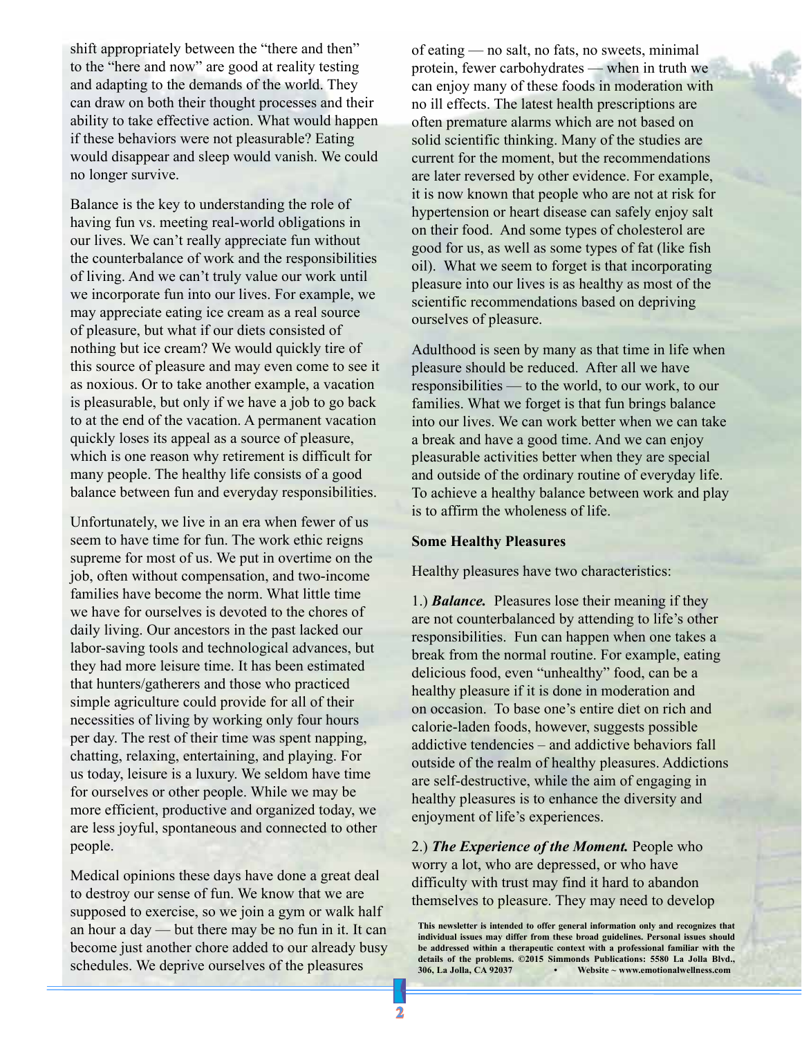shift appropriately between the "there and then" to the "here and now" are good at reality testing and adapting to the demands of the world. They can draw on both their thought processes and their ability to take effective action. What would happen if these behaviors were not pleasurable? Eating would disappear and sleep would vanish. We could no longer survive.

Balance is the key to understanding the role of having fun vs. meeting real-world obligations in our lives. We can't really appreciate fun without the counterbalance of work and the responsibilities of living. And we can't truly value our work until we incorporate fun into our lives. For example, we may appreciate eating ice cream as a real source of pleasure, but what if our diets consisted of nothing but ice cream? We would quickly tire of this source of pleasure and may even come to see it as noxious. Or to take another example, a vacation is pleasurable, but only if we have a job to go back to at the end of the vacation. A permanent vacation quickly loses its appeal as a source of pleasure, which is one reason why retirement is difficult for many people. The healthy life consists of a good balance between fun and everyday responsibilities.

Unfortunately, we live in an era when fewer of us seem to have time for fun. The work ethic reigns supreme for most of us. We put in overtime on the job, often without compensation, and two-income families have become the norm. What little time we have for ourselves is devoted to the chores of daily living. Our ancestors in the past lacked our labor-saving tools and technological advances, but they had more leisure time. It has been estimated that hunters/gatherers and those who practiced simple agriculture could provide for all of their necessities of living by working only four hours per day. The rest of their time was spent napping, chatting, relaxing, entertaining, and playing. For us today, leisure is a luxury. We seldom have time for ourselves or other people. While we may be more efficient, productive and organized today, we are less joyful, spontaneous and connected to other people.

Medical opinions these days have done a great deal to destroy our sense of fun. We know that we are supposed to exercise, so we join a gym or walk half an hour a day — but there may be no fun in it. It can become just another chore added to our already busy schedules. We deprive ourselves of the pleasures of eating — no salt, no fats, no sweets, minimal protein, fewer carbohydrates — when in truth we can enjoy many of these foods in moderation with no ill effects. The latest health prescriptions are often premature alarms which are not based on solid scientific thinking. Many of the studies are current for the moment, but the recommendations are later reversed by other evidence. For example, it is now known that people who are not at risk for hypertension or heart disease can safely enjoy salt on their food. And some types of cholesterol are good for us, as well as some types of fat (like fish oil). What we seem to forget is that incorporating pleasure into our lives is as healthy as most of the scientific recommendations based on depriving ourselves of pleasure.

Adulthood is seen by many as that time in life when pleasure should be reduced. After all we have responsibilities — to the world, to our work, to our families. What we forget is that fun brings balance into our lives. We can work better when we can take a break and have a good time. And we can enjoy pleasurable activities better when they are special and outside of the ordinary routine of everyday life. To achieve a healthy balance between work and play is to affirm the wholeness of life.

**Some Healthy Pleasures**

Healthy pleasures have two characteristics:

1.) ***Balance.*** Pleasures lose their meaning if they are not counterbalanced by attending to life's other responsibilities. Fun can happen when one takes a break from the normal routine. For example, eating delicious food, even "unhealthy" food, can be a healthy pleasure if it is done in moderation and on occasion. To base one's entire diet on rich and calorie-laden foods, however, suggests possible addictive tendencies – and addictive behaviors fall outside of the realm of healthy pleasures. Addictions are self-destructive, while the aim of engaging in healthy pleasures is to enhance the diversity and enjoyment of life's experiences.

2.) ***The Experience of the Moment.*** People who worry a lot, who are depressed, or who have difficulty with trust may find it hard to abandon themselves to pleasure. They may need to develop

**This newsletter is intended to offer general information only and recognizes that individual issues may differ from these broad guidelines. Personal issues should be addressed within a therapeutic context with a professional familiar with the details of the problems. ©2015 Simmonds Publications: 5580 La Jolla Blvd., 306, La Jolla, CA 92037 • Website ~ www.emotionalwellness.com**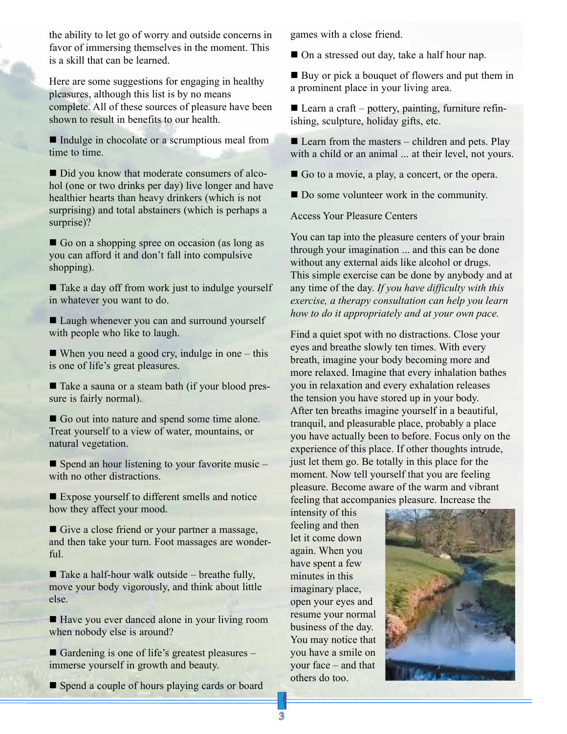the ability to let go of worry and outside concerns in favor of immersing themselves in the moment. This is a skill that can be learned.

Here are some suggestions for engaging in healthy pleasures, although this list is by no means complete. All of these sources of pleasure have been shown to result in benefits to our health.

- Indulge in chocolate or a scrumptious meal from time to time.
- Did you know that moderate consumers of alcohol (one or two drinks per day) live longer and have healthier hearts than heavy drinkers (which is not surprising) and total abstainers (which is perhaps a surprise)?
- Go on a shopping spree on occasion (as long as you can afford it and don't fall into compulsive shopping).
- Take a day off from work just to indulge yourself in whatever you want to do.
- Laugh whenever you can and surround yourself with people who like to laugh.
- When you need a good cry, indulge in one – this is one of life's great pleasures.
- Take a sauna or a steam bath (if your blood pressure is fairly normal).
- Go out into nature and spend some time alone. Treat yourself to a view of water, mountains, or natural vegetation.
- Spend an hour listening to your favorite music – with no other distractions.
- Expose yourself to different smells and notice how they affect your mood.
- Give a close friend or your partner a massage, and then take your turn. Foot massages are wonderful.
- Take a half-hour walk outside – breathe fully, move your body vigorously, and think about little else.
- Have you ever danced alone in your living room when nobody else is around?
- Gardening is one of life's greatest pleasures – immerse yourself in growth and beauty.
- Spend a couple of hours playing cards or board games with a close friend.
- On a stressed out day, take a half hour nap.
- Buy or pick a bouquet of flowers and put them in a prominent place in your living area.
- Learn a craft – pottery, painting, furniture refinishing, sculpture, holiday gifts, etc.
- Learn from the masters – children and pets. Play with a child or an animal ... at their level, not yours.
- Go to a movie, a play, a concert, or the opera.
- Do some volunteer work in the community.

Access Your Pleasure Centers

You can tap into the pleasure centers of your brain through your imagination ... and this can be done without any external aids like alcohol or drugs. This simple exercise can be done by anybody and at any time of the day. *If you have difficulty with this exercise, a therapy consultation can help you learn how to do it appropriately and at your own pace.*

Find a quiet spot with no distractions. Close your eyes and breathe slowly ten times. With every breath, imagine your body becoming more and more relaxed. Imagine that every inhalation bathes you in relaxation and every exhalation releases the tension you have stored up in your body. After ten breaths imagine yourself in a beautiful, tranquil, and pleasurable place, probably a place you have actually been to before. Focus only on the experience of this place. If other thoughts intrude, just let them go. Be totally in this place for the moment. Now tell yourself that you are feeling pleasure. Become aware of the warm and vibrant feeling that accompanies pleasure. Increase the intensity of this feeling and then let it come down again. When you have spent a few minutes in this imaginary place, open your eyes and resume your normal business of the day. You may notice that you have a smile on your face – and that others do too.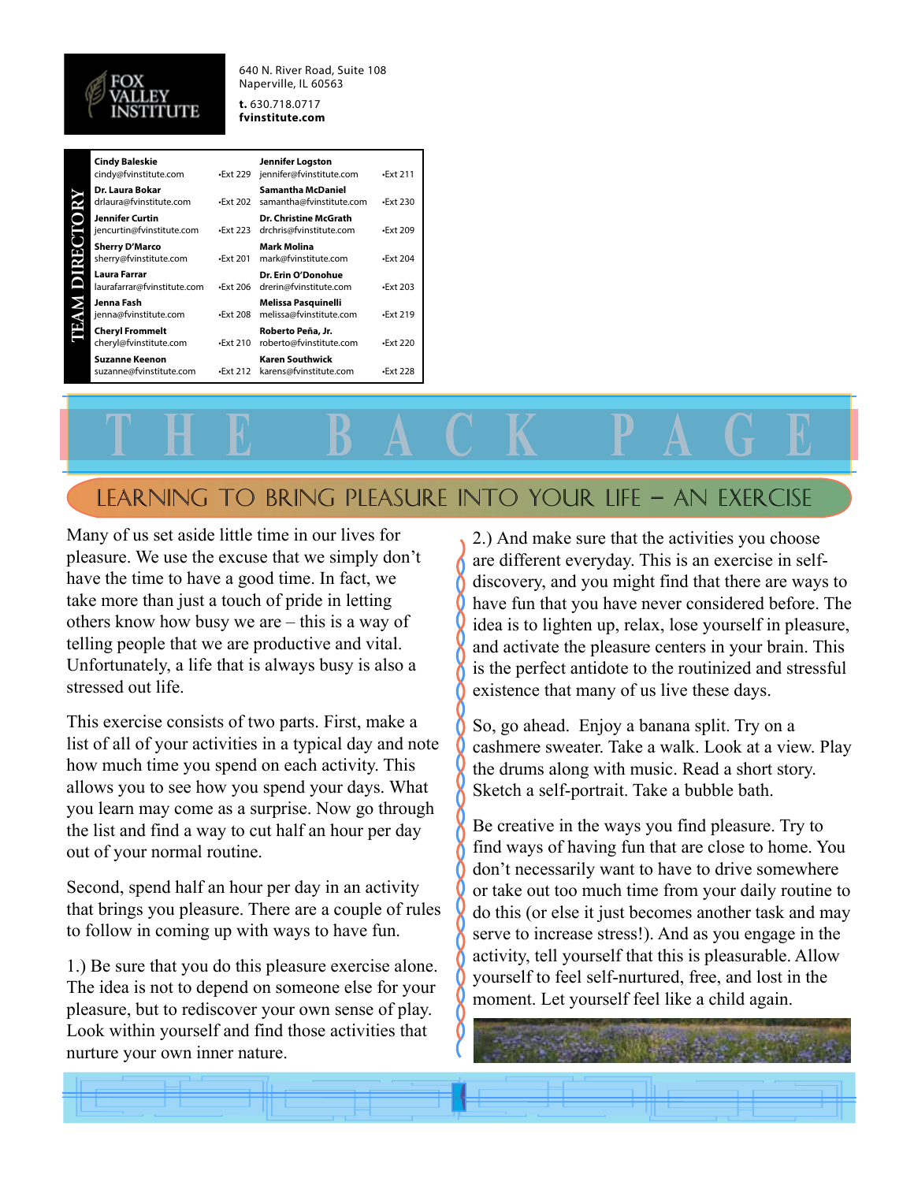FOX VALLEY INSTITUTE

640 N. River Road, Suite 108
Naperville, IL 60563

**t.** 630.718.0717
**fvinstitute.com**

## TEAM DIRECTORY

| | | | |
|---|---|---|---|
| **Cindy Baleskie** cindy@fvinstitute.com | •Ext 229 | **Jennifer Logston** jennifer@fvinstitute.com | •Ext 211 |
| **Dr. Laura Bokar** drlaura@fvinstitute.com | •Ext 202 | **Samantha McDaniel** samantha@fvinstitute.com | •Ext 230 |
| **Jennifer Curtin** jencurtin@fvinstitute.com | •Ext 223 | **Dr. Christine McGrath** drchris@fvinstitute.com | •Ext 209 |
| **Sherry D'Marco** sherry@fvinstitute.com | •Ext 201 | **Mark Molina** mark@fvinstitute.com | •Ext 204 |
| **Laura Farrar** laurafarrar@fvinstitute.com | •Ext 206 | **Dr. Erin O'Donohue** drerin@fvinstitute.com | •Ext 203 |
| **Jenna Fash** jenna@fvinstitute.com | •Ext 208 | **Melissa Pasquinelli** melissa@fvinstitute.com | •Ext 219 |
| **Cheryl Frommelt** cheryl@fvinstitute.com | •Ext 210 | **Roberto Peña, Jr.** roberto@fvinstitute.com | •Ext 220 |
| **Suzanne Keenon** suzanne@fvinstitute.com | •Ext 212 | **Karen Southwick** karens@fvinstitute.com | •Ext 228 |

# THE BACK PAGE

## LEARNING TO BRING PLEASURE INTO YOUR LIFE – AN EXERCISE

Many of us set aside little time in our lives for pleasure. We use the excuse that we simply don't have the time to have a good time. In fact, we take more than just a touch of pride in letting others know how busy we are – this is a way of telling people that we are productive and vital. Unfortunately, a life that is always busy is also a stressed out life.

This exercise consists of two parts. First, make a list of all of your activities in a typical day and note how much time you spend on each activity. This allows you to see how you spend your days. What you learn may come as a surprise. Now go through the list and find a way to cut half an hour per day out of your normal routine.

Second, spend half an hour per day in an activity that brings you pleasure. There are a couple of rules to follow in coming up with ways to have fun.

1.) Be sure that you do this pleasure exercise alone. The idea is not to depend on someone else for your pleasure, but to rediscover your own sense of play. Look within yourself and find those activities that nurture your own inner nature.

2.) And make sure that the activities you choose are different everyday. This is an exercise in self-discovery, and you might find that there are ways to have fun that you have never considered before. The idea is to lighten up, relax, lose yourself in pleasure, and activate the pleasure centers in your brain. This is the perfect antidote to the routinized and stressful existence that many of us live these days.

So, go ahead. Enjoy a banana split. Try on a cashmere sweater. Take a walk. Look at a view. Play the drums along with music. Read a short story. Sketch a self-portrait. Take a bubble bath.

Be creative in the ways you find pleasure. Try to find ways of having fun that are close to home. You don't necessarily want to have to drive somewhere or take out too much time from your daily routine to do this (or else it just becomes another task and may serve to increase stress!). And as you engage in the activity, tell yourself that this is pleasurable. Allow yourself to feel self-nurtured, free, and lost in the moment. Let yourself feel like a child again.